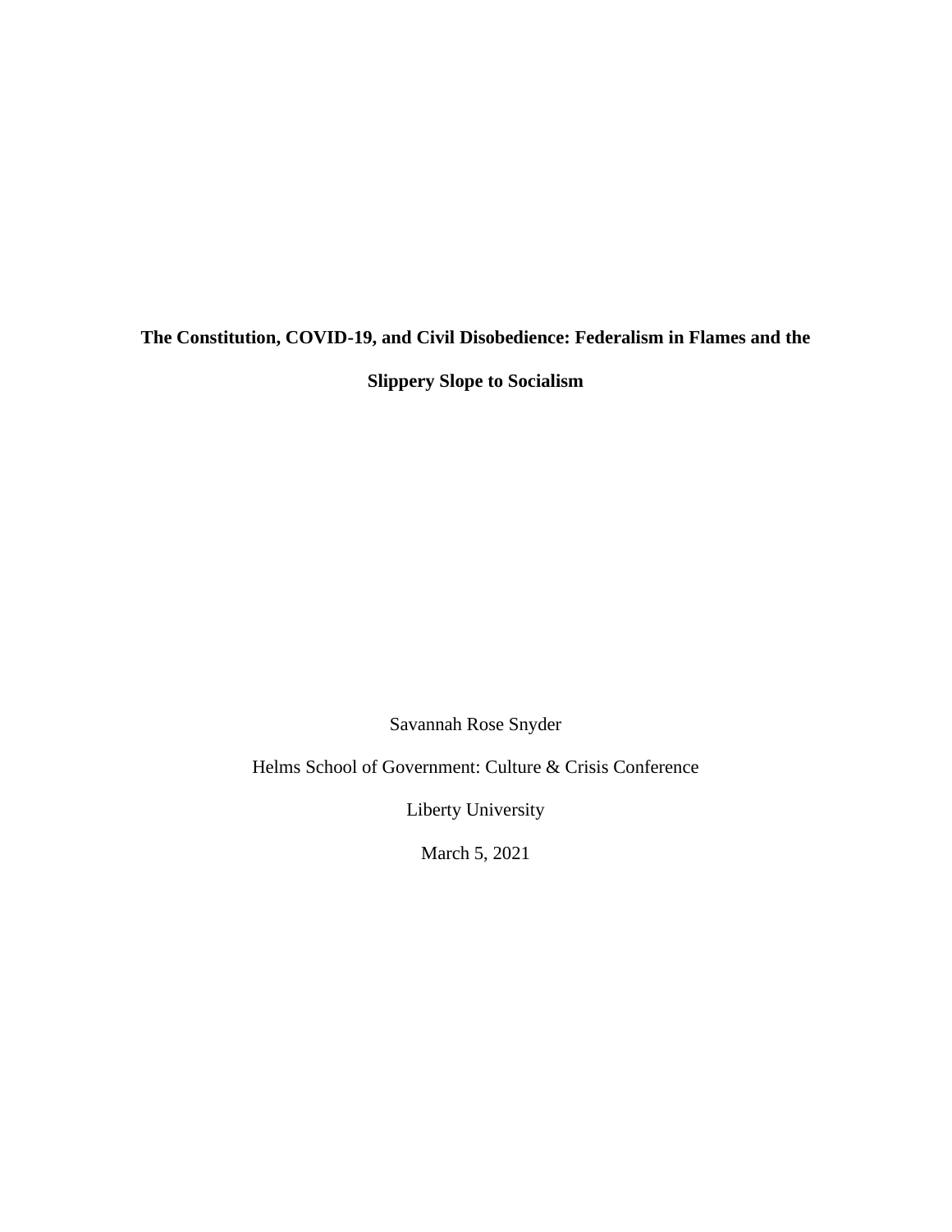# The Constitution, COVID-19, and Civil Disobedience: Federalism in Flames and the Slippery Slope to Socialism

Savannah Rose Snyder

Helms School of Government: Culture & Crisis Conference

Liberty University

March 5, 2021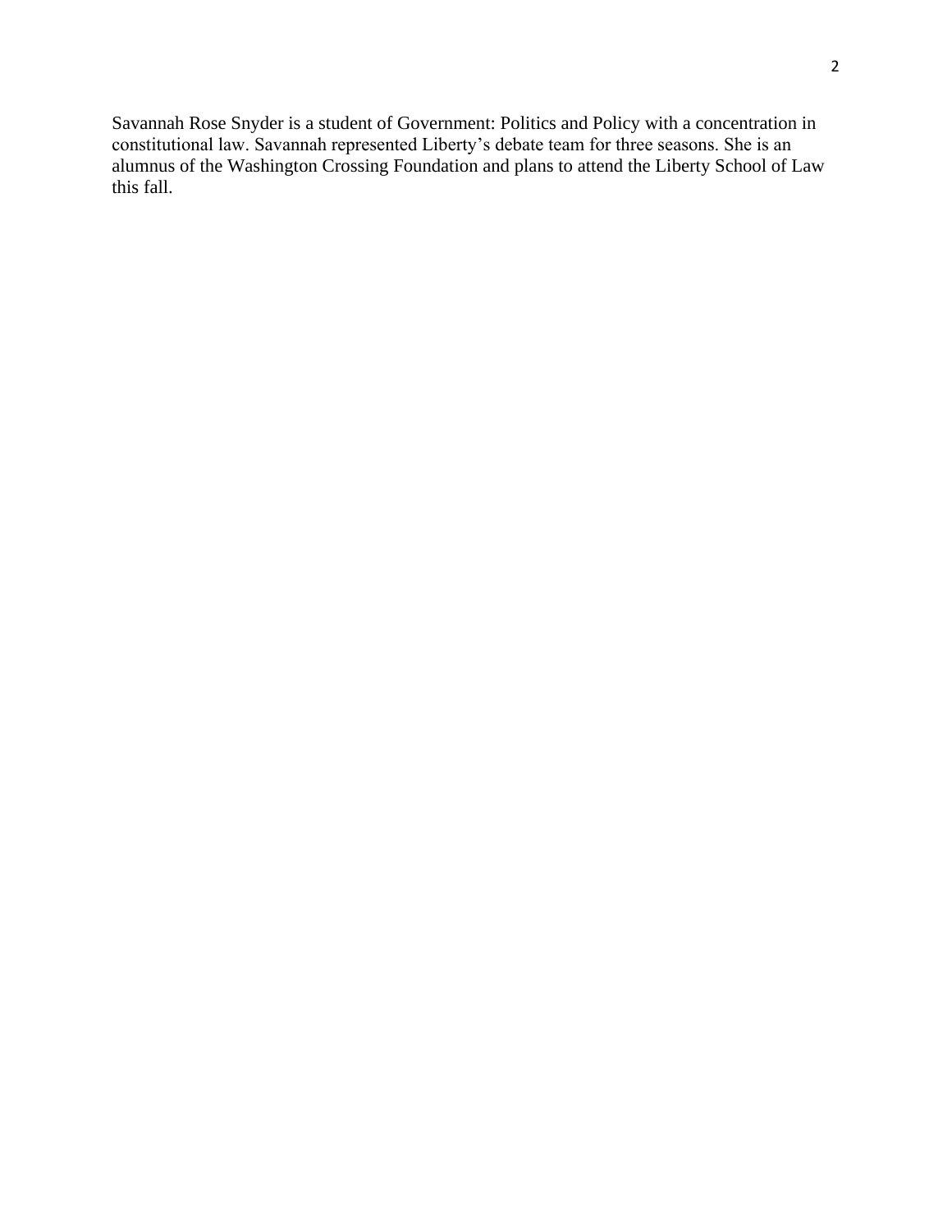Savannah Rose Snyder is a student of Government: Politics and Policy with a concentration in constitutional law. Savannah represented Liberty's debate team for three seasons. She is an alumnus of the Washington Crossing Foundation and plans to attend the Liberty School of Law this fall.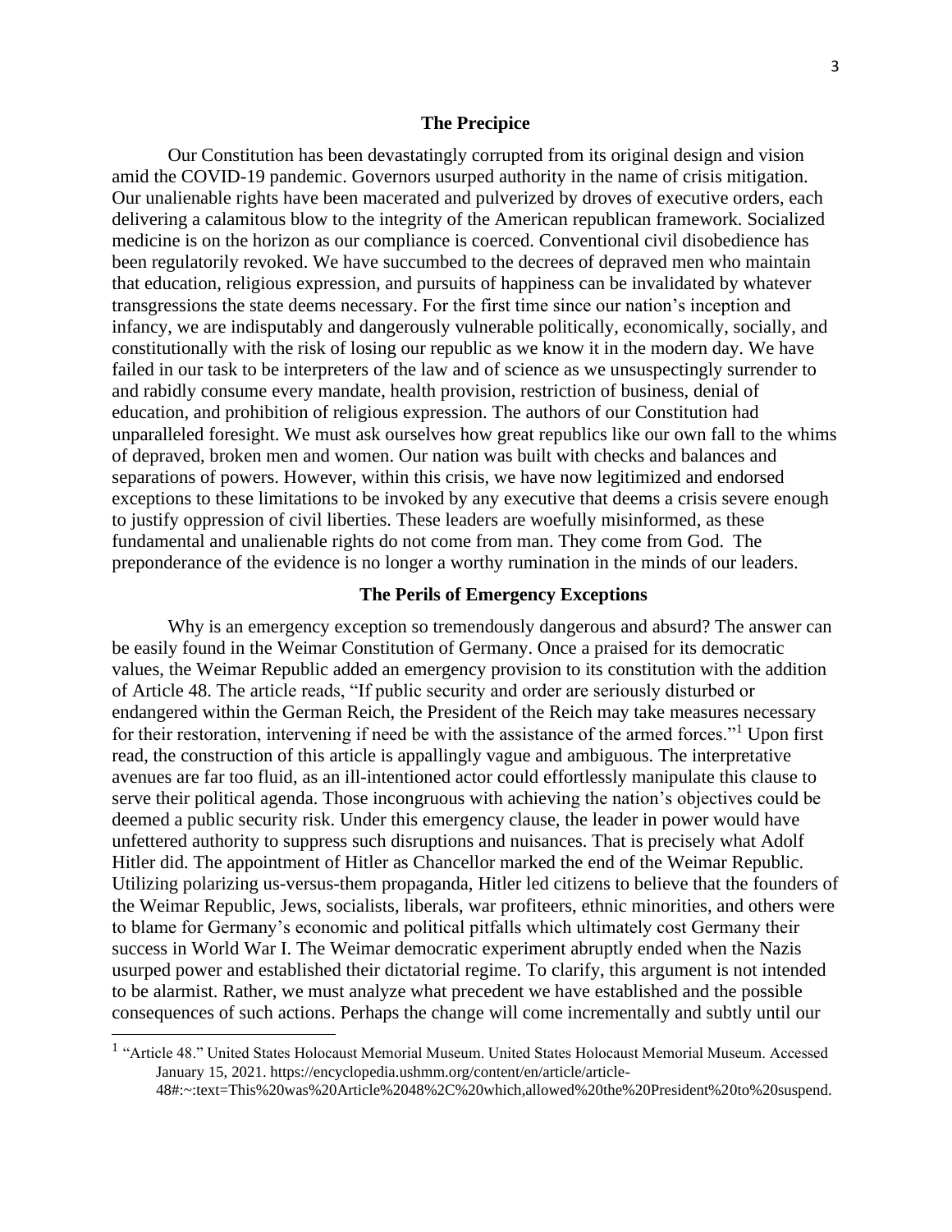## The Precipice

Our Constitution has been devastatingly corrupted from its original design and vision amid the COVID-19 pandemic. Governors usurped authority in the name of crisis mitigation. Our unalienable rights have been macerated and pulverized by droves of executive orders, each delivering a calamitous blow to the integrity of the American republican framework. Socialized medicine is on the horizon as our compliance is coerced. Conventional civil disobedience has been regulatorily revoked. We have succumbed to the decrees of depraved men who maintain that education, religious expression, and pursuits of happiness can be invalidated by whatever transgressions the state deems necessary. For the first time since our nation's inception and infancy, we are indisputably and dangerously vulnerable politically, economically, socially, and constitutionally with the risk of losing our republic as we know it in the modern day. We have failed in our task to be interpreters of the law and of science as we unsuspectingly surrender to and rabidly consume every mandate, health provision, restriction of business, denial of education, and prohibition of religious expression. The authors of our Constitution had unparalleled foresight. We must ask ourselves how great republics like our own fall to the whims of depraved, broken men and women. Our nation was built with checks and balances and separations of powers. However, within this crisis, we have now legitimized and endorsed exceptions to these limitations to be invoked by any executive that deems a crisis severe enough to justify oppression of civil liberties. These leaders are woefully misinformed, as these fundamental and unalienable rights do not come from man. They come from God. The preponderance of the evidence is no longer a worthy rumination in the minds of our leaders.

## The Perils of Emergency Exceptions

Why is an emergency exception so tremendously dangerous and absurd? The answer can be easily found in the Weimar Constitution of Germany. Once a praised for its democratic values, the Weimar Republic added an emergency provision to its constitution with the addition of Article 48. The article reads, "If public security and order are seriously disturbed or endangered within the German Reich, the President of the Reich may take measures necessary for their restoration, intervening if need be with the assistance of the armed forces."[1] Upon first read, the construction of this article is appallingly vague and ambiguous. The interpretative avenues are far too fluid, as an ill-intentioned actor could effortlessly manipulate this clause to serve their political agenda. Those incongruous with achieving the nation's objectives could be deemed a public security risk. Under this emergency clause, the leader in power would have unfettered authority to suppress such disruptions and nuisances. That is precisely what Adolf Hitler did. The appointment of Hitler as Chancellor marked the end of the Weimar Republic. Utilizing polarizing us-versus-them propaganda, Hitler led citizens to believe that the founders of the Weimar Republic, Jews, socialists, liberals, war profiteers, ethnic minorities, and others were to blame for Germany's economic and political pitfalls which ultimately cost Germany their success in World War I. The Weimar democratic experiment abruptly ended when the Nazis usurped power and established their dictatorial regime. To clarify, this argument is not intended to be alarmist. Rather, we must analyze what precedent we have established and the possible consequences of such actions. Perhaps the change will come incrementally and subtly until our

---

[1] "Article 48." United States Holocaust Memorial Museum. United States Holocaust Memorial Museum. Accessed January 15, 2021. https://encyclopedia.ushmm.org/content/en/article/article-48#:~:text=This%20was%20Article%2048%2C%20which,allowed%20the%20President%20to%20suspend.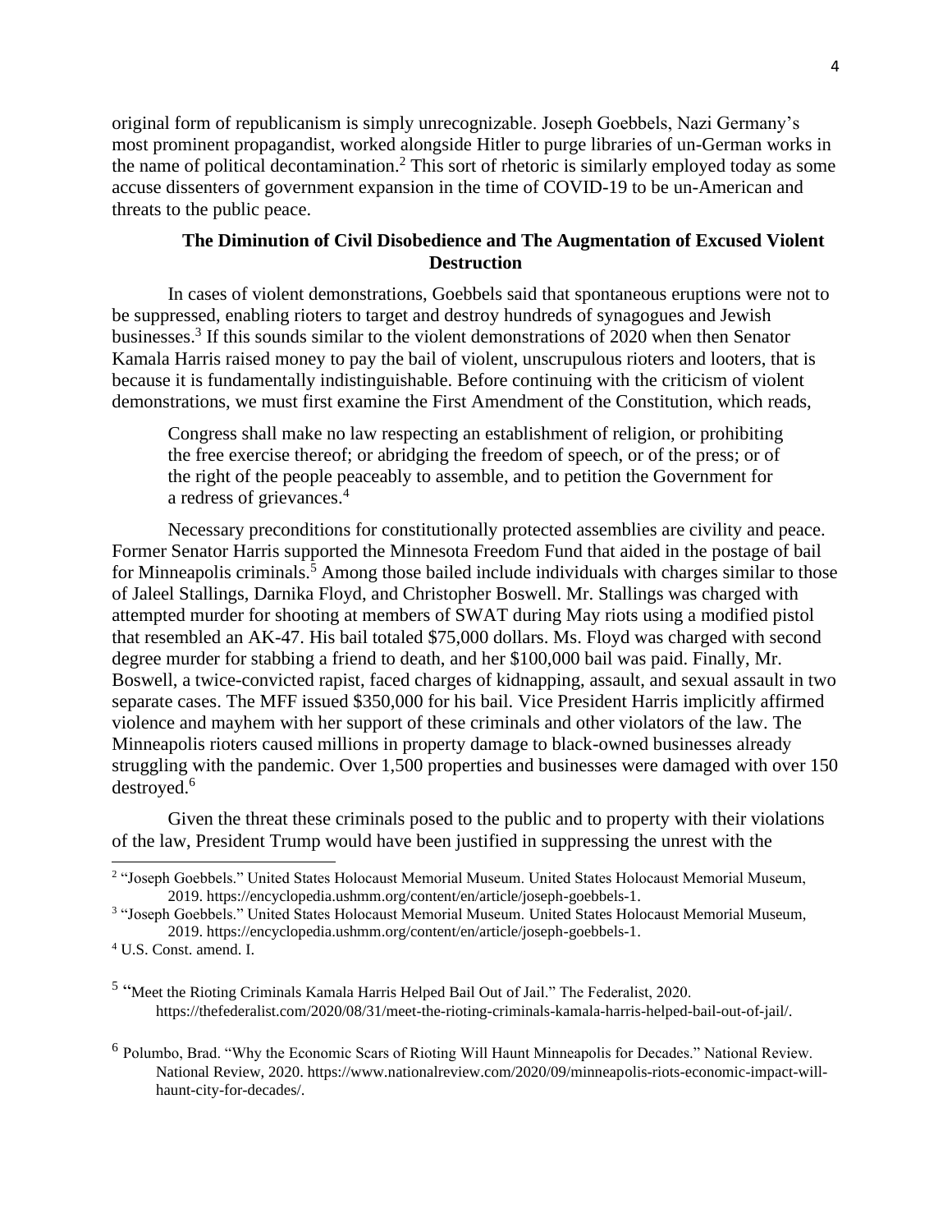original form of republicanism is simply unrecognizable. Joseph Goebbels, Nazi Germany's most prominent propagandist, worked alongside Hitler to purge libraries of un-German works in the name of political decontamination.[2] This sort of rhetoric is similarly employed today as some accuse dissenters of government expansion in the time of COVID-19 to be un-American and threats to the public peace.

### The Diminution of Civil Disobedience and The Augmentation of Excused Violent Destruction

In cases of violent demonstrations, Goebbels said that spontaneous eruptions were not to be suppressed, enabling rioters to target and destroy hundreds of synagogues and Jewish businesses.[3] If this sounds similar to the violent demonstrations of 2020 when then Senator Kamala Harris raised money to pay the bail of violent, unscrupulous rioters and looters, that is because it is fundamentally indistinguishable. Before continuing with the criticism of violent demonstrations, we must first examine the First Amendment of the Constitution, which reads,

> Congress shall make no law respecting an establishment of religion, or prohibiting the free exercise thereof; or abridging the freedom of speech, or of the press; or of the right of the people peaceably to assemble, and to petition the Government for a redress of grievances.[4]

Necessary preconditions for constitutionally protected assemblies are civility and peace. Former Senator Harris supported the Minnesota Freedom Fund that aided in the postage of bail for Minneapolis criminals.[5] Among those bailed include individuals with charges similar to those of Jaleel Stallings, Darnika Floyd, and Christopher Boswell. Mr. Stallings was charged with attempted murder for shooting at members of SWAT during May riots using a modified pistol that resembled an AK-47. His bail totaled $75,000 dollars. Ms. Floyd was charged with second degree murder for stabbing a friend to death, and her $100,000 bail was paid. Finally, Mr. Boswell, a twice-convicted rapist, faced charges of kidnapping, assault, and sexual assault in two separate cases. The MFF issued $350,000 for his bail. Vice President Harris implicitly affirmed violence and mayhem with her support of these criminals and other violators of the law. The Minneapolis rioters caused millions in property damage to black-owned businesses already struggling with the pandemic. Over 1,500 properties and businesses were damaged with over 150 destroyed.[6]

Given the threat these criminals posed to the public and to property with their violations of the law, President Trump would have been justified in suppressing the unrest with the

---

[2] "Joseph Goebbels." United States Holocaust Memorial Museum. United States Holocaust Memorial Museum, 2019. https://encyclopedia.ushmm.org/content/en/article/joseph-goebbels-1.

[3] "Joseph Goebbels." United States Holocaust Memorial Museum. United States Holocaust Memorial Museum, 2019. https://encyclopedia.ushmm.org/content/en/article/joseph-goebbels-1.

[4] U.S. Const. amend. I.

[5] "Meet the Rioting Criminals Kamala Harris Helped Bail Out of Jail." The Federalist, 2020. https://thefederalist.com/2020/08/31/meet-the-rioting-criminals-kamala-harris-helped-bail-out-of-jail/.

[6] Polumbo, Brad. "Why the Economic Scars of Rioting Will Haunt Minneapolis for Decades." National Review. National Review, 2020. https://www.nationalreview.com/2020/09/minneapolis-riots-economic-impact-will-haunt-city-for-decades/.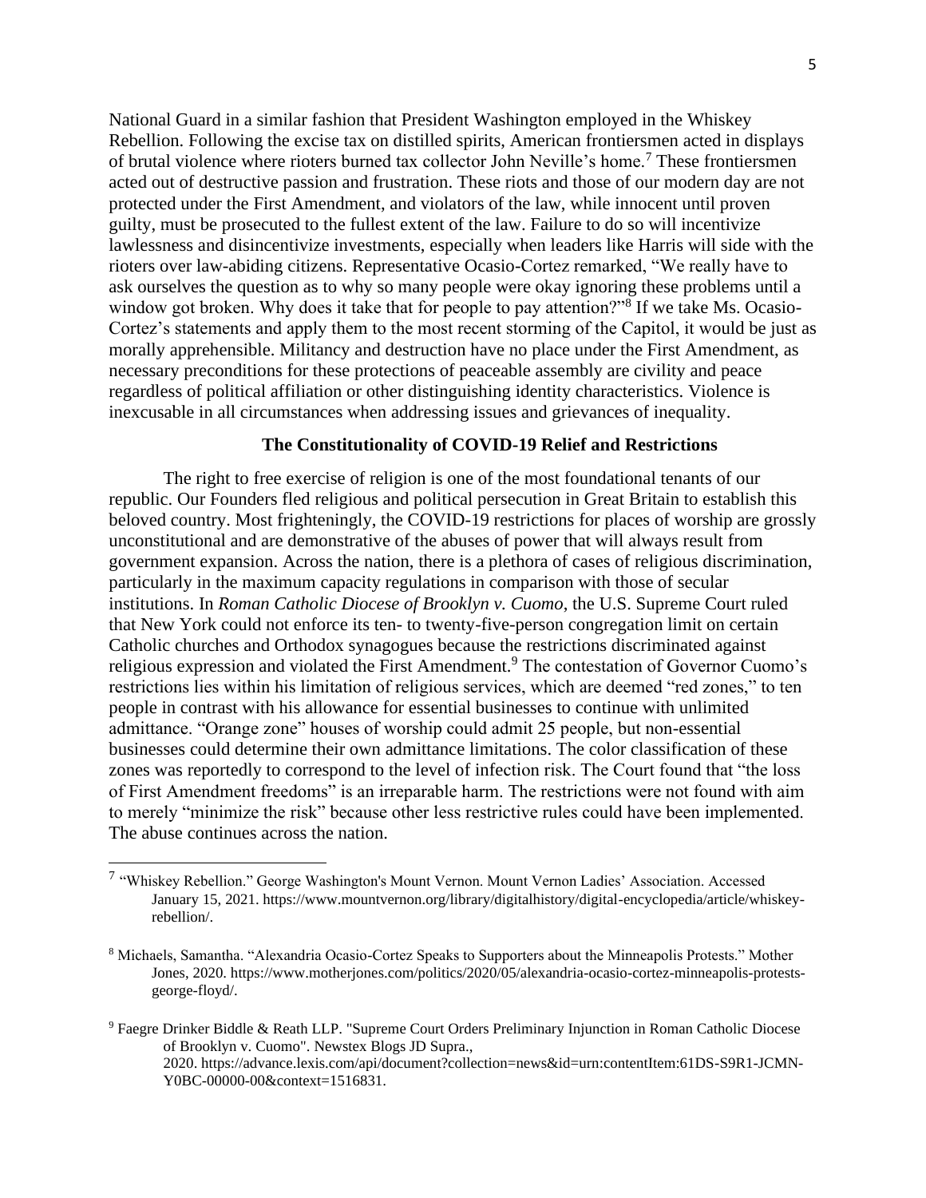National Guard in a similar fashion that President Washington employed in the Whiskey Rebellion. Following the excise tax on distilled spirits, American frontiersmen acted in displays of brutal violence where rioters burned tax collector John Neville's home.[7] These frontiersmen acted out of destructive passion and frustration. These riots and those of our modern day are not protected under the First Amendment, and violators of the law, while innocent until proven guilty, must be prosecuted to the fullest extent of the law. Failure to do so will incentivize lawlessness and disincentivize investments, especially when leaders like Harris will side with the rioters over law-abiding citizens. Representative Ocasio-Cortez remarked, "We really have to ask ourselves the question as to why so many people were okay ignoring these problems until a window got broken. Why does it take that for people to pay attention?"[8] If we take Ms. Ocasio-Cortez's statements and apply them to the most recent storming of the Capitol, it would be just as morally apprehensible. Militancy and destruction have no place under the First Amendment, as necessary preconditions for these protections of peaceable assembly are civility and peace regardless of political affiliation or other distinguishing identity characteristics. Violence is inexcusable in all circumstances when addressing issues and grievances of inequality.

### The Constitutionality of COVID-19 Relief and Restrictions

The right to free exercise of religion is one of the most foundational tenants of our republic. Our Founders fled religious and political persecution in Great Britain to establish this beloved country. Most frighteningly, the COVID-19 restrictions for places of worship are grossly unconstitutional and are demonstrative of the abuses of power that will always result from government expansion. Across the nation, there is a plethora of cases of religious discrimination, particularly in the maximum capacity regulations in comparison with those of secular institutions. In *Roman Catholic Diocese of Brooklyn v. Cuomo*, the U.S. Supreme Court ruled that New York could not enforce its ten- to twenty-five-person congregation limit on certain Catholic churches and Orthodox synagogues because the restrictions discriminated against religious expression and violated the First Amendment.[9] The contestation of Governor Cuomo's restrictions lies within his limitation of religious services, which are deemed "red zones," to ten people in contrast with his allowance for essential businesses to continue with unlimited admittance. "Orange zone" houses of worship could admit 25 people, but non-essential businesses could determine their own admittance limitations. The color classification of these zones was reportedly to correspond to the level of infection risk. The Court found that "the loss of First Amendment freedoms" is an irreparable harm. The restrictions were not found with aim to merely "minimize the risk" because other less restrictive rules could have been implemented. The abuse continues across the nation.

---

[7] "Whiskey Rebellion." George Washington's Mount Vernon. Mount Vernon Ladies' Association. Accessed January 15, 2021. https://www.mountvernon.org/library/digitalhistory/digital-encyclopedia/article/whiskey-rebellion/.

[8] Michaels, Samantha. "Alexandria Ocasio-Cortez Speaks to Supporters about the Minneapolis Protests." Mother Jones, 2020. https://www.motherjones.com/politics/2020/05/alexandria-ocasio-cortez-minneapolis-protests-george-floyd/.

[9] Faegre Drinker Biddle & Reath LLP. "Supreme Court Orders Preliminary Injunction in Roman Catholic Diocese of Brooklyn v. Cuomo". Newstex Blogs JD Supra., 2020. https://advance.lexis.com/api/document?collection=news&id=urn:contentItem:61DS-S9R1-JCMN-Y0BC-00000-00&context=1516831.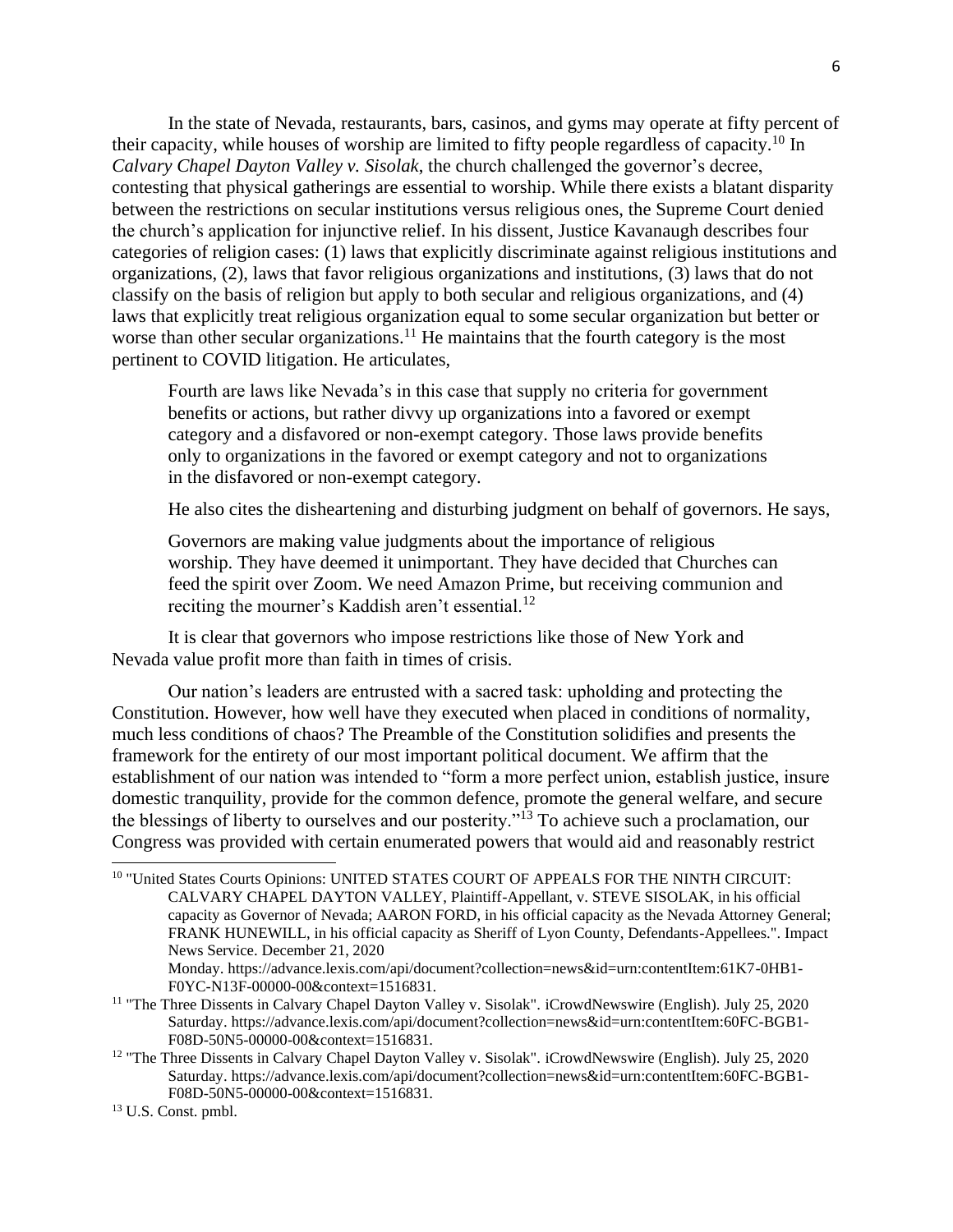In the state of Nevada, restaurants, bars, casinos, and gyms may operate at fifty percent of their capacity, while houses of worship are limited to fifty people regardless of capacity.[10] In *Calvary Chapel Dayton Valley v. Sisolak*, the church challenged the governor's decree, contesting that physical gatherings are essential to worship. While there exists a blatant disparity between the restrictions on secular institutions versus religious ones, the Supreme Court denied the church's application for injunctive relief. In his dissent, Justice Kavanaugh describes four categories of religion cases: (1) laws that explicitly discriminate against religious institutions and organizations, (2), laws that favor religious organizations and institutions, (3) laws that do not classify on the basis of religion but apply to both secular and religious organizations, and (4) laws that explicitly treat religious organization equal to some secular organization but better or worse than other secular organizations.[11] He maintains that the fourth category is the most pertinent to COVID litigation. He articulates,

> Fourth are laws like Nevada's in this case that supply no criteria for government benefits or actions, but rather divvy up organizations into a favored or exempt category and a disfavored or non-exempt category. Those laws provide benefits only to organizations in the favored or exempt category and not to organizations in the disfavored or non-exempt category.

He also cites the disheartening and disturbing judgment on behalf of governors. He says,

> Governors are making value judgments about the importance of religious worship. They have deemed it unimportant. They have decided that Churches can feed the spirit over Zoom. We need Amazon Prime, but receiving communion and reciting the mourner's Kaddish aren't essential.[12]

It is clear that governors who impose restrictions like those of New York and Nevada value profit more than faith in times of crisis.

Our nation's leaders are entrusted with a sacred task: upholding and protecting the Constitution. However, how well have they executed when placed in conditions of normality, much less conditions of chaos? The Preamble of the Constitution solidifies and presents the framework for the entirety of our most important political document. We affirm that the establishment of our nation was intended to "form a more perfect union, establish justice, insure domestic tranquility, provide for the common defence, promote the general welfare, and secure the blessings of liberty to ourselves and our posterity."[13] To achieve such a proclamation, our Congress was provided with certain enumerated powers that would aid and reasonably restrict

---

[10] "United States Courts Opinions: UNITED STATES COURT OF APPEALS FOR THE NINTH CIRCUIT: CALVARY CHAPEL DAYTON VALLEY, Plaintiff-Appellant, v. STEVE SISOLAK, in his official capacity as Governor of Nevada; AARON FORD, in his official capacity as the Nevada Attorney General; FRANK HUNEWILL, in his official capacity as Sheriff of Lyon County, Defendants-Appellees.". Impact News Service. December 21, 2020 Monday. https://advance.lexis.com/api/document?collection=news&id=urn:contentItem:61K7-0HB1-F0YC-N13F-00000-00&context=1516831.

[11] "The Three Dissents in Calvary Chapel Dayton Valley v. Sisolak". iCrowdNewswire (English). July 25, 2020 Saturday. https://advance.lexis.com/api/document?collection=news&id=urn:contentItem:60FC-BGB1-F08D-50N5-00000-00&context=1516831.

[12] "The Three Dissents in Calvary Chapel Dayton Valley v. Sisolak". iCrowdNewswire (English). July 25, 2020 Saturday. https://advance.lexis.com/api/document?collection=news&id=urn:contentItem:60FC-BGB1-F08D-50N5-00000-00&context=1516831.

[13] U.S. Const. pmbl.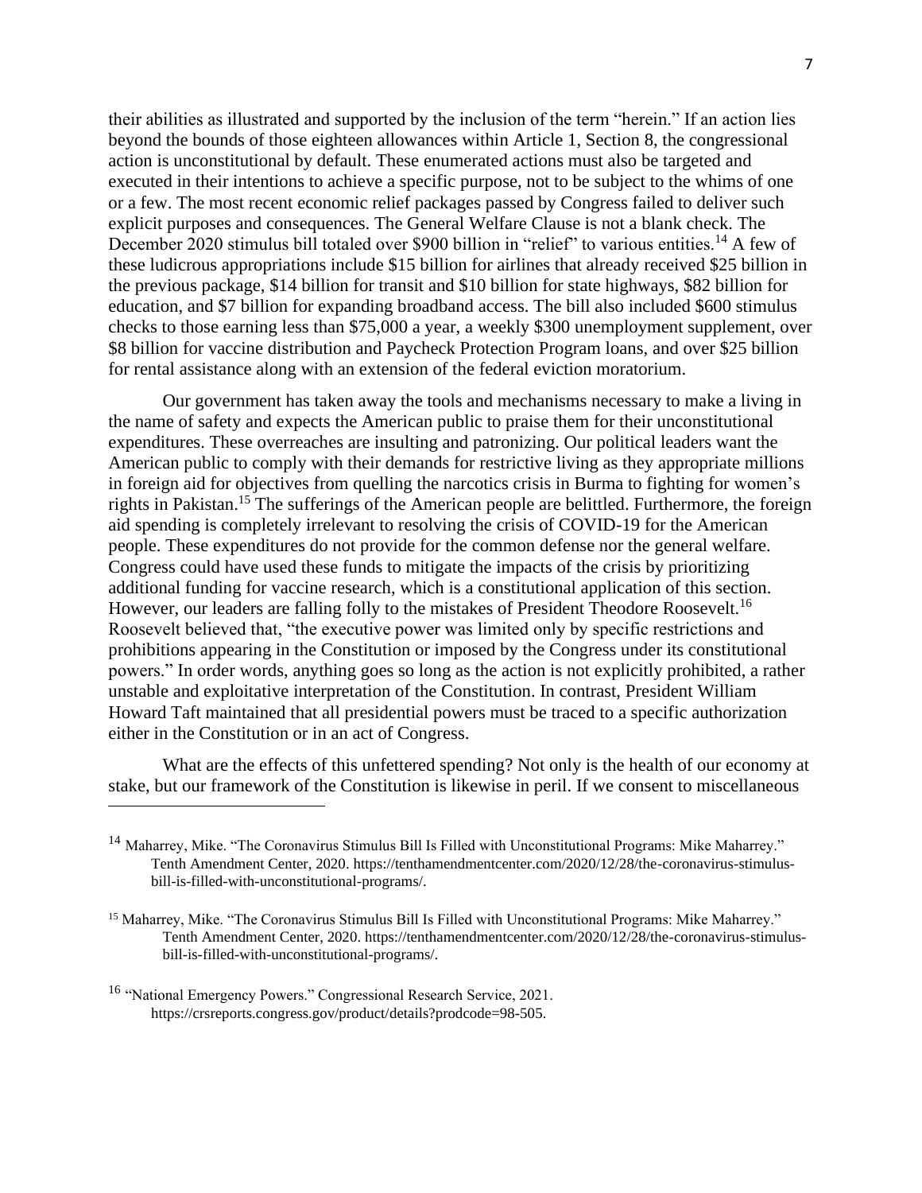their abilities as illustrated and supported by the inclusion of the term "herein." If an action lies beyond the bounds of those eighteen allowances within Article 1, Section 8, the congressional action is unconstitutional by default. These enumerated actions must also be targeted and executed in their intentions to achieve a specific purpose, not to be subject to the whims of one or a few. The most recent economic relief packages passed by Congress failed to deliver such explicit purposes and consequences. The General Welfare Clause is not a blank check. The December 2020 stimulus bill totaled over \$900 billion in "relief" to various entities.[14] A few of these ludicrous appropriations include \$15 billion for airlines that already received \$25 billion in the previous package, \$14 billion for transit and \$10 billion for state highways, \$82 billion for education, and \$7 billion for expanding broadband access. The bill also included \$600 stimulus checks to those earning less than \$75,000 a year, a weekly \$300 unemployment supplement, over \$8 billion for vaccine distribution and Paycheck Protection Program loans, and over \$25 billion for rental assistance along with an extension of the federal eviction moratorium.

Our government has taken away the tools and mechanisms necessary to make a living in the name of safety and expects the American public to praise them for their unconstitutional expenditures. These overreaches are insulting and patronizing. Our political leaders want the American public to comply with their demands for restrictive living as they appropriate millions in foreign aid for objectives from quelling the narcotics crisis in Burma to fighting for women's rights in Pakistan.[15] The sufferings of the American people are belittled. Furthermore, the foreign aid spending is completely irrelevant to resolving the crisis of COVID-19 for the American people. These expenditures do not provide for the common defense nor the general welfare. Congress could have used these funds to mitigate the impacts of the crisis by prioritizing additional funding for vaccine research, which is a constitutional application of this section. However, our leaders are falling folly to the mistakes of President Theodore Roosevelt.[16] Roosevelt believed that, "the executive power was limited only by specific restrictions and prohibitions appearing in the Constitution or imposed by the Congress under its constitutional powers." In order words, anything goes so long as the action is not explicitly prohibited, a rather unstable and exploitative interpretation of the Constitution. In contrast, President William Howard Taft maintained that all presidential powers must be traced to a specific authorization either in the Constitution or in an act of Congress.

What are the effects of this unfettered spending? Not only is the health of our economy at stake, but our framework of the Constitution is likewise in peril. If we consent to miscellaneous

---

[14] Maharrey, Mike. "The Coronavirus Stimulus Bill Is Filled with Unconstitutional Programs: Mike Maharrey." Tenth Amendment Center, 2020. https://tenthamendmentcenter.com/2020/12/28/the-coronavirus-stimulus-bill-is-filled-with-unconstitutional-programs/.

[15] Maharrey, Mike. "The Coronavirus Stimulus Bill Is Filled with Unconstitutional Programs: Mike Maharrey." Tenth Amendment Center, 2020. https://tenthamendmentcenter.com/2020/12/28/the-coronavirus-stimulus-bill-is-filled-with-unconstitutional-programs/.

[16] "National Emergency Powers." Congressional Research Service, 2021. https://crsreports.congress.gov/product/details?prodcode=98-505.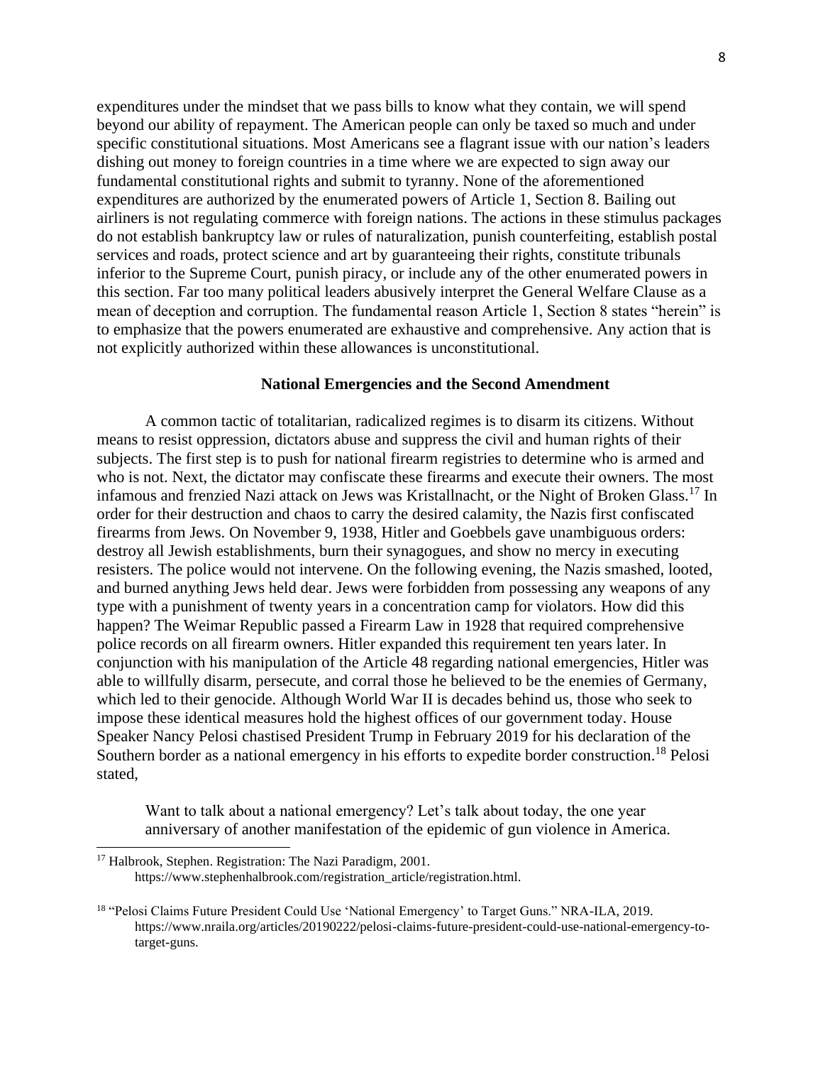expenditures under the mindset that we pass bills to know what they contain, we will spend beyond our ability of repayment. The American people can only be taxed so much and under specific constitutional situations. Most Americans see a flagrant issue with our nation's leaders dishing out money to foreign countries in a time where we are expected to sign away our fundamental constitutional rights and submit to tyranny. None of the aforementioned expenditures are authorized by the enumerated powers of Article 1, Section 8. Bailing out airliners is not regulating commerce with foreign nations. The actions in these stimulus packages do not establish bankruptcy law or rules of naturalization, punish counterfeiting, establish postal services and roads, protect science and art by guaranteeing their rights, constitute tribunals inferior to the Supreme Court, punish piracy, or include any of the other enumerated powers in this section. Far too many political leaders abusively interpret the General Welfare Clause as a mean of deception and corruption. The fundamental reason Article 1, Section 8 states "herein" is to emphasize that the powers enumerated are exhaustive and comprehensive. Any action that is not explicitly authorized within these allowances is unconstitutional.

### National Emergencies and the Second Amendment

A common tactic of totalitarian, radicalized regimes is to disarm its citizens. Without means to resist oppression, dictators abuse and suppress the civil and human rights of their subjects. The first step is to push for national firearm registries to determine who is armed and who is not. Next, the dictator may confiscate these firearms and execute their owners. The most infamous and frenzied Nazi attack on Jews was Kristallnacht, or the Night of Broken Glass.[17] In order for their destruction and chaos to carry the desired calamity, the Nazis first confiscated firearms from Jews. On November 9, 1938, Hitler and Goebbels gave unambiguous orders: destroy all Jewish establishments, burn their synagogues, and show no mercy in executing resisters. The police would not intervene. On the following evening, the Nazis smashed, looted, and burned anything Jews held dear. Jews were forbidden from possessing any weapons of any type with a punishment of twenty years in a concentration camp for violators. How did this happen? The Weimar Republic passed a Firearm Law in 1928 that required comprehensive police records on all firearm owners. Hitler expanded this requirement ten years later. In conjunction with his manipulation of the Article 48 regarding national emergencies, Hitler was able to willfully disarm, persecute, and corral those he believed to be the enemies of Germany, which led to their genocide. Although World War II is decades behind us, those who seek to impose these identical measures hold the highest offices of our government today. House Speaker Nancy Pelosi chastised President Trump in February 2019 for his declaration of the Southern border as a national emergency in his efforts to expedite border construction.[18] Pelosi stated,

> Want to talk about a national emergency? Let's talk about today, the one year anniversary of another manifestation of the epidemic of gun violence in America.

---

[17] Halbrook, Stephen. Registration: The Nazi Paradigm, 2001. https://www.stephenhalbrook.com/registration_article/registration.html.

[18] "Pelosi Claims Future President Could Use 'National Emergency' to Target Guns." NRA-ILA, 2019. https://www.nraila.org/articles/20190222/pelosi-claims-future-president-could-use-national-emergency-to-target-guns.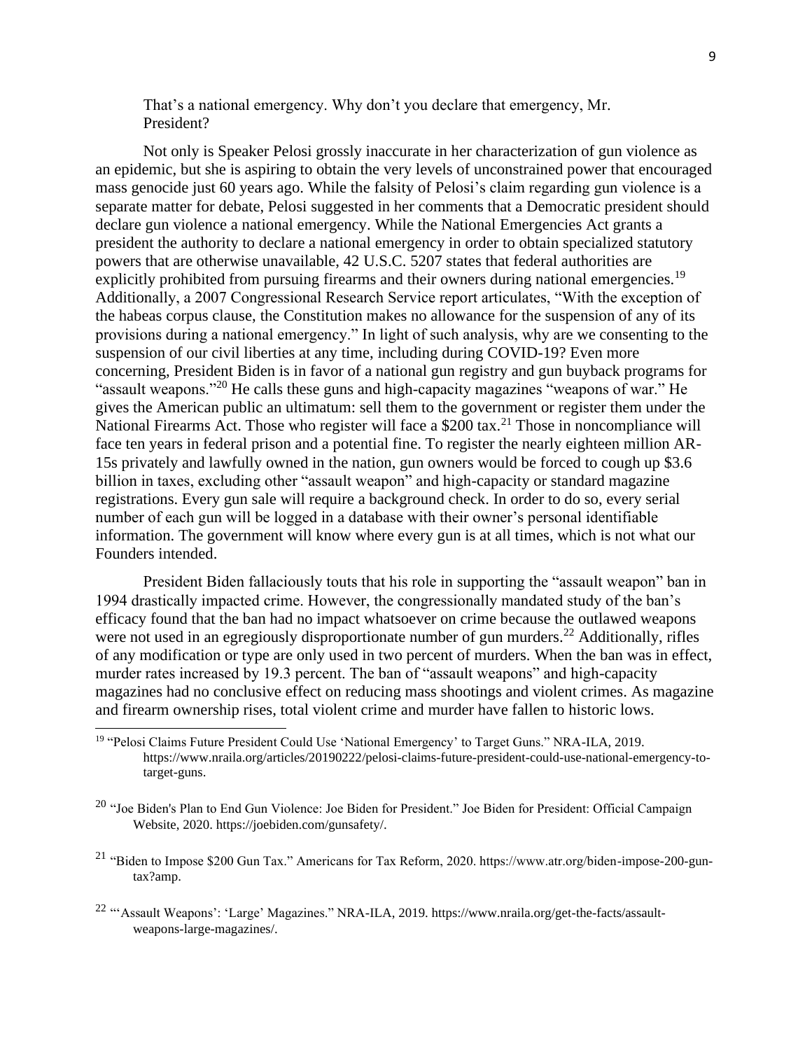> That's a national emergency. Why don't you declare that emergency, Mr. President?

Not only is Speaker Pelosi grossly inaccurate in her characterization of gun violence as an epidemic, but she is aspiring to obtain the very levels of unconstrained power that encouraged mass genocide just 60 years ago. While the falsity of Pelosi's claim regarding gun violence is a separate matter for debate, Pelosi suggested in her comments that a Democratic president should declare gun violence a national emergency. While the National Emergencies Act grants a president the authority to declare a national emergency in order to obtain specialized statutory powers that are otherwise unavailable, 42 U.S.C. 5207 states that federal authorities are explicitly prohibited from pursuing firearms and their owners during national emergencies.[19] Additionally, a 2007 Congressional Research Service report articulates, "With the exception of the habeas corpus clause, the Constitution makes no allowance for the suspension of any of its provisions during a national emergency." In light of such analysis, why are we consenting to the suspension of our civil liberties at any time, including during COVID-19? Even more concerning, President Biden is in favor of a national gun registry and gun buyback programs for "assault weapons."[20] He calls these guns and high-capacity magazines "weapons of war." He gives the American public an ultimatum: sell them to the government or register them under the National Firearms Act. Those who register will face a $200 tax.[21] Those in noncompliance will face ten years in federal prison and a potential fine. To register the nearly eighteen million AR-15s privately and lawfully owned in the nation, gun owners would be forced to cough up $3.6 billion in taxes, excluding other "assault weapon" and high-capacity or standard magazine registrations. Every gun sale will require a background check. In order to do so, every serial number of each gun will be logged in a database with their owner's personal identifiable information. The government will know where every gun is at all times, which is not what our Founders intended.

President Biden fallaciously touts that his role in supporting the "assault weapon" ban in 1994 drastically impacted crime. However, the congressionally mandated study of the ban's efficacy found that the ban had no impact whatsoever on crime because the outlawed weapons were not used in an egregiously disproportionate number of gun murders.[22] Additionally, rifles of any modification or type are only used in two percent of murders. When the ban was in effect, murder rates increased by 19.3 percent. The ban of "assault weapons" and high-capacity magazines had no conclusive effect on reducing mass shootings and violent crimes. As magazine and firearm ownership rises, total violent crime and murder have fallen to historic lows.

---

[19] "Pelosi Claims Future President Could Use 'National Emergency' to Target Guns." NRA-ILA, 2019. https://www.nraila.org/articles/20190222/pelosi-claims-future-president-could-use-national-emergency-to-target-guns.

[20] "Joe Biden's Plan to End Gun Violence: Joe Biden for President." Joe Biden for President: Official Campaign Website, 2020. https://joebiden.com/gunsafety/.

[21] "Biden to Impose $200 Gun Tax." Americans for Tax Reform, 2020. https://www.atr.org/biden-impose-200-gun-tax?amp.

[22] "'Assault Weapons': 'Large' Magazines." NRA-ILA, 2019. https://www.nraila.org/get-the-facts/assault-weapons-large-magazines/.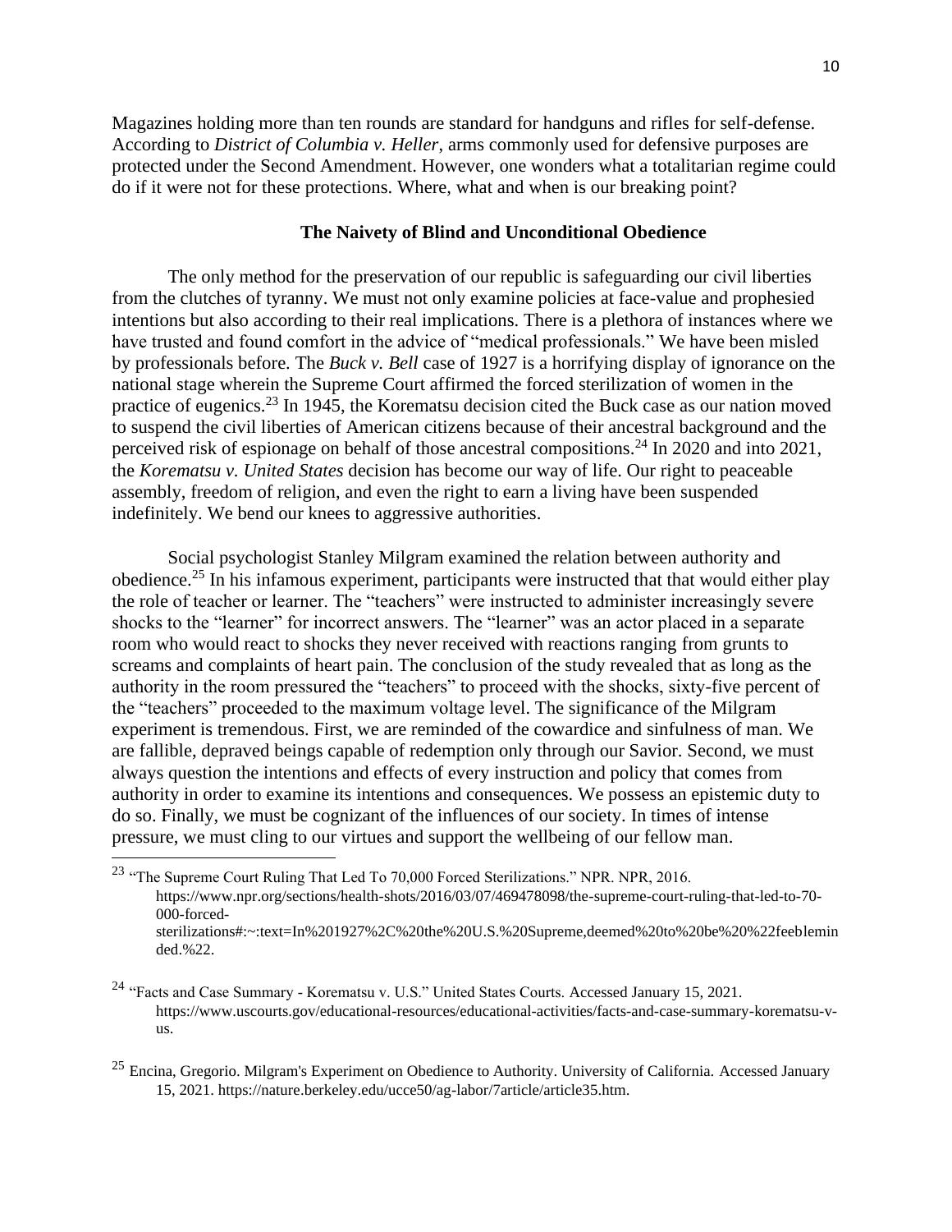Magazines holding more than ten rounds are standard for handguns and rifles for self-defense. According to *District of Columbia v. Heller*, arms commonly used for defensive purposes are protected under the Second Amendment. However, one wonders what a totalitarian regime could do if it were not for these protections. Where, what and when is our breaking point?

## The Naivety of Blind and Unconditional Obedience

The only method for the preservation of our republic is safeguarding our civil liberties from the clutches of tyranny. We must not only examine policies at face-value and prophesied intentions but also according to their real implications. There is a plethora of instances where we have trusted and found comfort in the advice of "medical professionals." We have been misled by professionals before. The *Buck v. Bell* case of 1927 is a horrifying display of ignorance on the national stage wherein the Supreme Court affirmed the forced sterilization of women in the practice of eugenics.[23] In 1945, the Korematsu decision cited the Buck case as our nation moved to suspend the civil liberties of American citizens because of their ancestral background and the perceived risk of espionage on behalf of those ancestral compositions.[24] In 2020 and into 2021, the *Korematsu v. United States* decision has become our way of life. Our right to peaceable assembly, freedom of religion, and even the right to earn a living have been suspended indefinitely. We bend our knees to aggressive authorities.

Social psychologist Stanley Milgram examined the relation between authority and obedience.[25] In his infamous experiment, participants were instructed that that would either play the role of teacher or learner. The "teachers" were instructed to administer increasingly severe shocks to the "learner" for incorrect answers. The "learner" was an actor placed in a separate room who would react to shocks they never received with reactions ranging from grunts to screams and complaints of heart pain. The conclusion of the study revealed that as long as the authority in the room pressured the "teachers" to proceed with the shocks, sixty-five percent of the "teachers" proceeded to the maximum voltage level. The significance of the Milgram experiment is tremendous. First, we are reminded of the cowardice and sinfulness of man. We are fallible, depraved beings capable of redemption only through our Savior. Second, we must always question the intentions and effects of every instruction and policy that comes from authority in order to examine its intentions and consequences. We possess an epistemic duty to do so. Finally, we must be cognizant of the influences of our society. In times of intense pressure, we must cling to our virtues and support the wellbeing of our fellow man.

---

[23] "The Supreme Court Ruling That Led To 70,000 Forced Sterilizations." NPR. NPR, 2016. https://www.npr.org/sections/health-shots/2016/03/07/469478098/the-supreme-court-ruling-that-led-to-70-000-forced-sterilizations#:~:text=In%201927%2C%20the%20U.S.%20Supreme,deemed%20to%20be%20%22feeblеminded.%22.

[24] "Facts and Case Summary - Korematsu v. U.S." United States Courts. Accessed January 15, 2021. https://www.uscourts.gov/educational-resources/educational-activities/facts-and-case-summary-korematsu-v-us.

[25] Encina, Gregorio. Milgram's Experiment on Obedience to Authority. University of California. Accessed January 15, 2021. https://nature.berkeley.edu/ucce50/ag-labor/7article/article35.htm.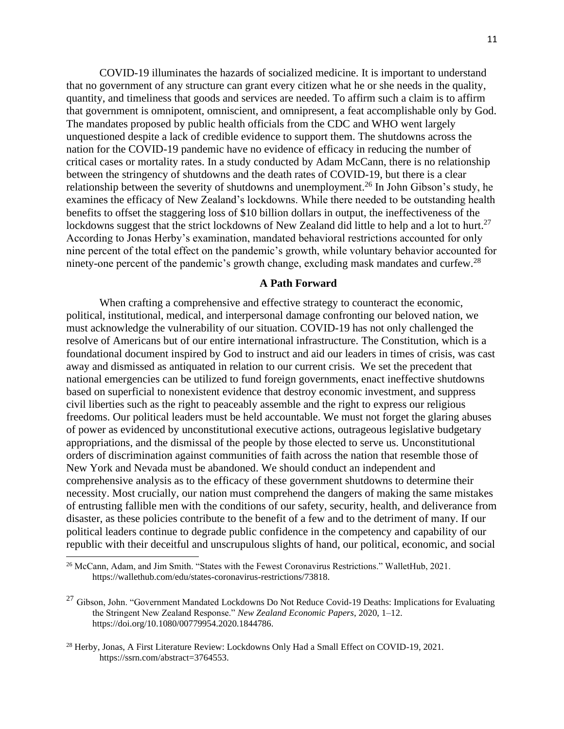COVID-19 illuminates the hazards of socialized medicine. It is important to understand that no government of any structure can grant every citizen what he or she needs in the quality, quantity, and timeliness that goods and services are needed. To affirm such a claim is to affirm that government is omnipotent, omniscient, and omnipresent, a feat accomplishable only by God. The mandates proposed by public health officials from the CDC and WHO went largely unquestioned despite a lack of credible evidence to support them. The shutdowns across the nation for the COVID-19 pandemic have no evidence of efficacy in reducing the number of critical cases or mortality rates. In a study conducted by Adam McCann, there is no relationship between the stringency of shutdowns and the death rates of COVID-19, but there is a clear relationship between the severity of shutdowns and unemployment.[26] In John Gibson's study, he examines the efficacy of New Zealand's lockdowns. While there needed to be outstanding health benefits to offset the staggering loss of $10 billion dollars in output, the ineffectiveness of the lockdowns suggest that the strict lockdowns of New Zealand did little to help and a lot to hurt.[27] According to Jonas Herby's examination, mandated behavioral restrictions accounted for only nine percent of the total effect on the pandemic's growth, while voluntary behavior accounted for ninety-one percent of the pandemic's growth change, excluding mask mandates and curfew.[28]

## A Path Forward

When crafting a comprehensive and effective strategy to counteract the economic, political, institutional, medical, and interpersonal damage confronting our beloved nation, we must acknowledge the vulnerability of our situation. COVID-19 has not only challenged the resolve of Americans but of our entire international infrastructure. The Constitution, which is a foundational document inspired by God to instruct and aid our leaders in times of crisis, was cast away and dismissed as antiquated in relation to our current crisis. We set the precedent that national emergencies can be utilized to fund foreign governments, enact ineffective shutdowns based on superficial to nonexistent evidence that destroy economic investment, and suppress civil liberties such as the right to peaceably assemble and the right to express our religious freedoms. Our political leaders must be held accountable. We must not forget the glaring abuses of power as evidenced by unconstitutional executive actions, outrageous legislative budgetary appropriations, and the dismissal of the people by those elected to serve us. Unconstitutional orders of discrimination against communities of faith across the nation that resemble those of New York and Nevada must be abandoned. We should conduct an independent and comprehensive analysis as to the efficacy of these government shutdowns to determine their necessity. Most crucially, our nation must comprehend the dangers of making the same mistakes of entrusting fallible men with the conditions of our safety, security, health, and deliverance from disaster, as these policies contribute to the benefit of a few and to the detriment of many. If our political leaders continue to degrade public confidence in the competency and capability of our republic with their deceitful and unscrupulous slights of hand, our political, economic, and social

---

[26] McCann, Adam, and Jim Smith. "States with the Fewest Coronavirus Restrictions." WalletHub, 2021. https://wallethub.com/edu/states-coronavirus-restrictions/73818.

[27] Gibson, John. "Government Mandated Lockdowns Do Not Reduce Covid-19 Deaths: Implications for Evaluating the Stringent New Zealand Response." *New Zealand Economic Papers*, 2020, 1–12. https://doi.org/10.1080/00779954.2020.1844786.

[28] Herby, Jonas, A First Literature Review: Lockdowns Only Had a Small Effect on COVID-19, 2021. https://ssrn.com/abstract=3764553.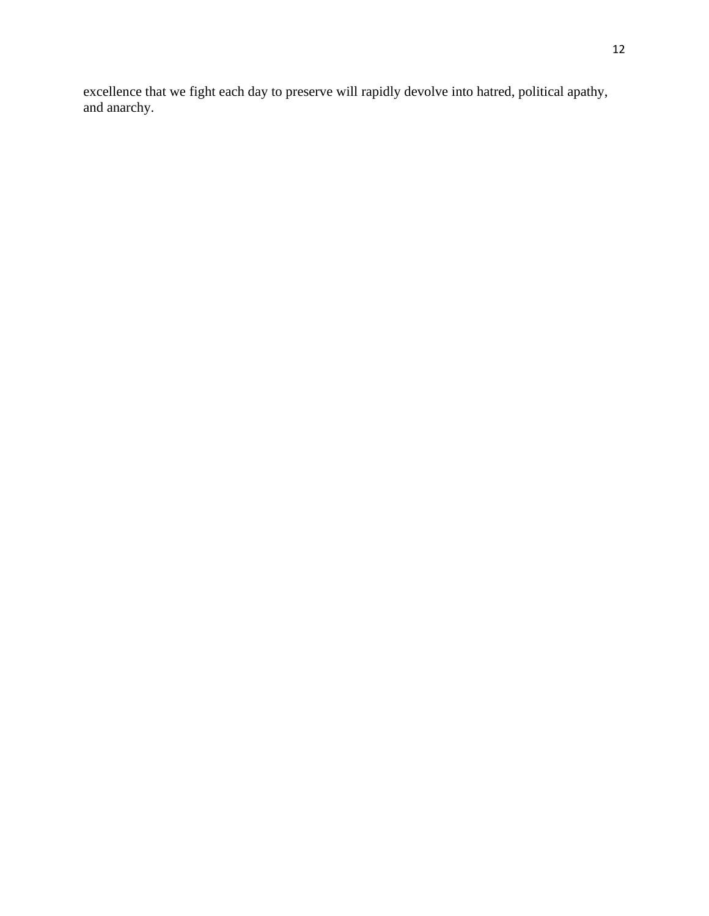excellence that we fight each day to preserve will rapidly devolve into hatred, political apathy, and anarchy.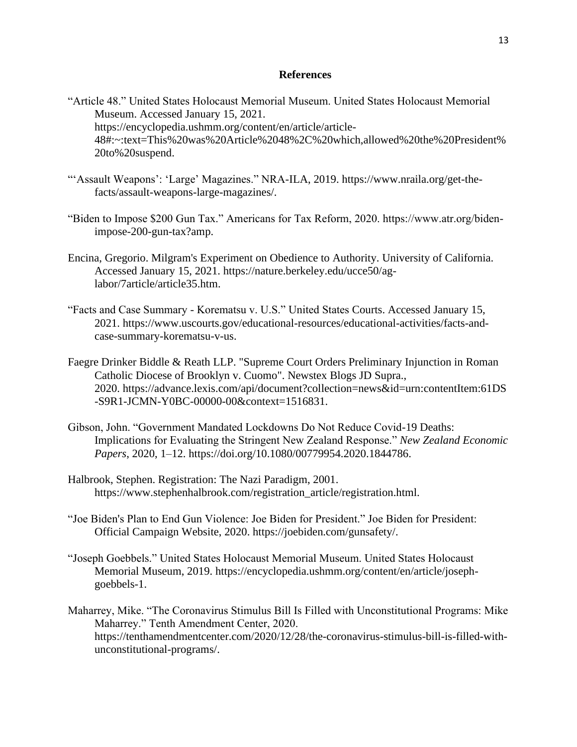## References

"Article 48." United States Holocaust Memorial Museum. United States Holocaust Memorial Museum. Accessed January 15, 2021. https://encyclopedia.ushmm.org/content/en/article/article-48#:~:text=This%20was%20Article%2048%2C%20which,allowed%20the%20President%20to%20suspend.

"'Assault Weapons': 'Large' Magazines." NRA-ILA, 2019. https://www.nraila.org/get-the-facts/assault-weapons-large-magazines/.

"Biden to Impose $200 Gun Tax." Americans for Tax Reform, 2020. https://www.atr.org/biden-impose-200-gun-tax?amp.

Encina, Gregorio. Milgram's Experiment on Obedience to Authority. University of California. Accessed January 15, 2021. https://nature.berkeley.edu/ucce50/ag-labor/7article/article35.htm.

"Facts and Case Summary - Korematsu v. U.S." United States Courts. Accessed January 15, 2021. https://www.uscourts.gov/educational-resources/educational-activities/facts-and-case-summary-korematsu-v-us.

Faegre Drinker Biddle & Reath LLP. "Supreme Court Orders Preliminary Injunction in Roman Catholic Diocese of Brooklyn v. Cuomo". Newstex Blogs JD Supra., 2020. https://advance.lexis.com/api/document?collection=news&id=urn:contentItem:61DS-S9R1-JCMN-Y0BC-00000-00&context=1516831.

Gibson, John. "Government Mandated Lockdowns Do Not Reduce Covid-19 Deaths: Implications for Evaluating the Stringent New Zealand Response." *New Zealand Economic Papers*, 2020, 1–12. https://doi.org/10.1080/00779954.2020.1844786.

Halbrook, Stephen. Registration: The Nazi Paradigm, 2001. https://www.stephenhalbrook.com/registration_article/registration.html.

"Joe Biden's Plan to End Gun Violence: Joe Biden for President." Joe Biden for President: Official Campaign Website, 2020. https://joebiden.com/gunsafety/.

"Joseph Goebbels." United States Holocaust Memorial Museum. United States Holocaust Memorial Museum, 2019. https://encyclopedia.ushmm.org/content/en/article/joseph-goebbels-1.

Maharrey, Mike. "The Coronavirus Stimulus Bill Is Filled with Unconstitutional Programs: Mike Maharrey." Tenth Amendment Center, 2020. https://tenthamendmentcenter.com/2020/12/28/the-coronavirus-stimulus-bill-is-filled-with-unconstitutional-programs/.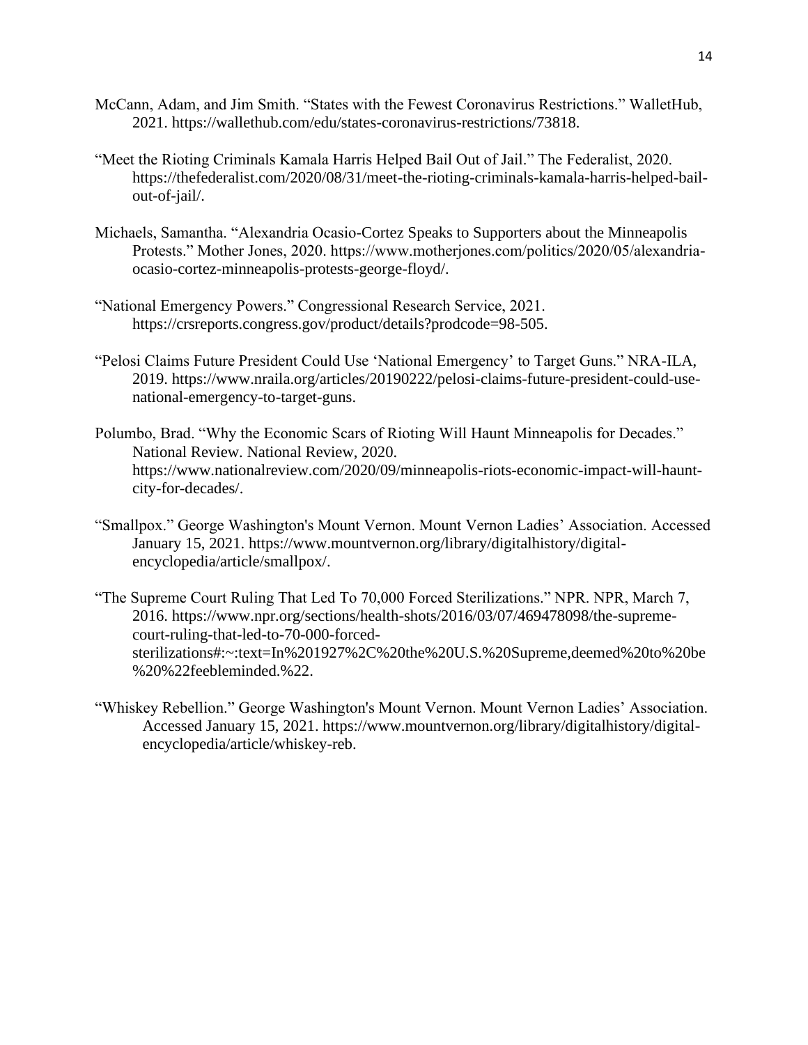McCann, Adam, and Jim Smith. “States with the Fewest Coronavirus Restrictions.” WalletHub, 2021. https://wallethub.com/edu/states-coronavirus-restrictions/73818.

“Meet the Rioting Criminals Kamala Harris Helped Bail Out of Jail.” The Federalist, 2020. https://thefederalist.com/2020/08/31/meet-the-rioting-criminals-kamala-harris-helped-bail-out-of-jail/.

Michaels, Samantha. “Alexandria Ocasio-Cortez Speaks to Supporters about the Minneapolis Protests.” Mother Jones, 2020. https://www.motherjones.com/politics/2020/05/alexandria-ocasio-cortez-minneapolis-protests-george-floyd/.

“National Emergency Powers.” Congressional Research Service, 2021. https://crsreports.congress.gov/product/details?prodcode=98-505.

“Pelosi Claims Future President Could Use ‘National Emergency’ to Target Guns.” NRA-ILA, 2019. https://www.nraila.org/articles/20190222/pelosi-claims-future-president-could-use-national-emergency-to-target-guns.

Polumbo, Brad. “Why the Economic Scars of Rioting Will Haunt Minneapolis for Decades.” National Review. National Review, 2020. https://www.nationalreview.com/2020/09/minneapolis-riots-economic-impact-will-haunt-city-for-decades/.

“Smallpox.” George Washington's Mount Vernon. Mount Vernon Ladies’ Association. Accessed January 15, 2021. https://www.mountvernon.org/library/digitalhistory/digital-encyclopedia/article/smallpox/.

“The Supreme Court Ruling That Led To 70,000 Forced Sterilizations.” NPR. NPR, March 7, 2016. https://www.npr.org/sections/health-shots/2016/03/07/469478098/the-supreme-court-ruling-that-led-to-70-000-forced-sterilizations#:~:text=In%201927%2C%20the%20U.S.%20Supreme,deemed%20to%20be%20%22feebleminded.%22.

“Whiskey Rebellion.” George Washington's Mount Vernon. Mount Vernon Ladies’ Association. Accessed January 15, 2021. https://www.mountvernon.org/library/digitalhistory/digital-encyclopedia/article/whiskey-reb.